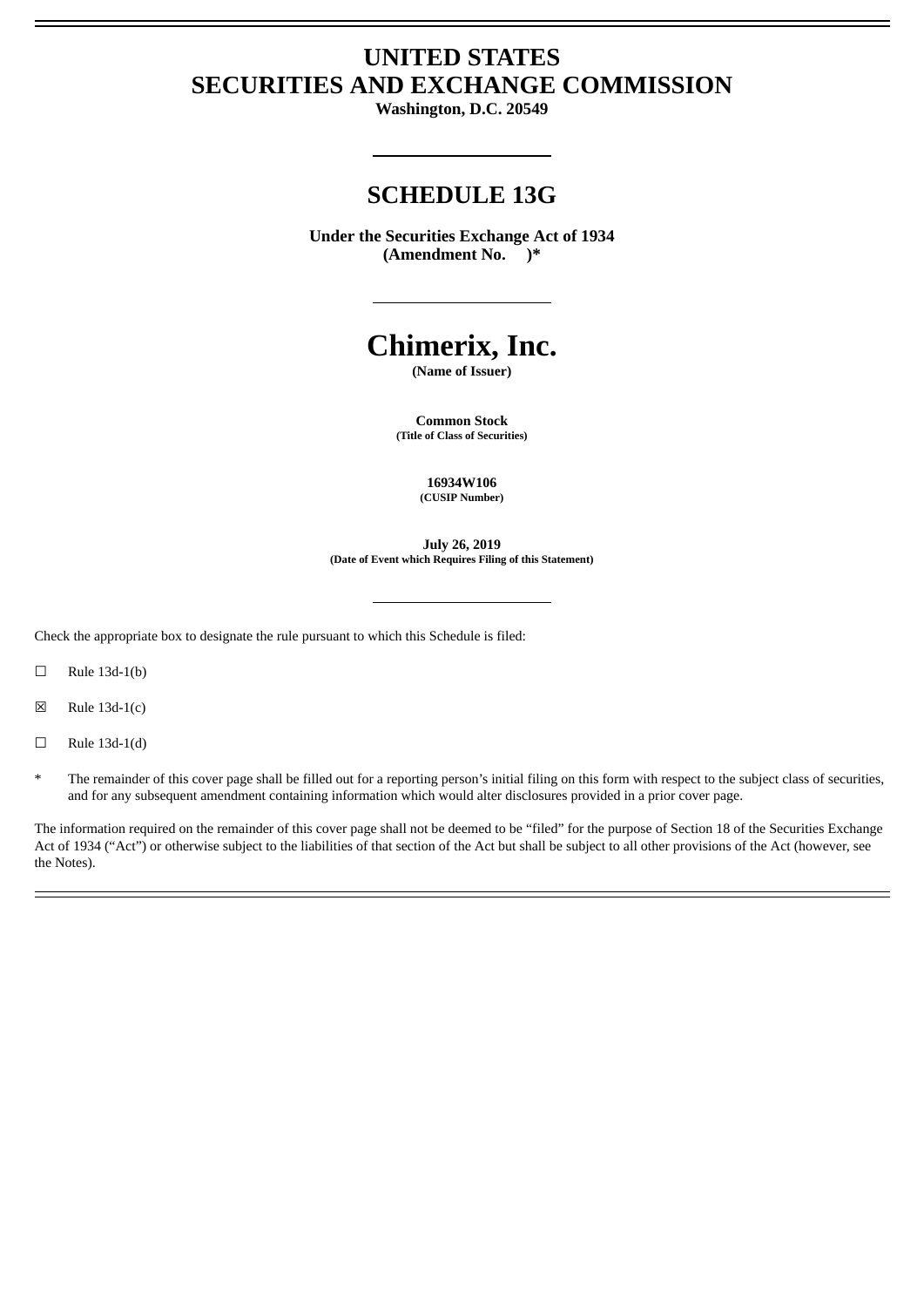# UNITED STATES
# SECURITIES AND EXCHANGE COMMISSION

**Washington, D.C. 20549**

## SCHEDULE 13G

**Under the Securities Exchange Act of 1934**
**(Amendment No. )***

# Chimerix, Inc.

**(Name of Issuer)**

**Common Stock**
**(Title of Class of Securities)**

**16934W106**
**(CUSIP Number)**

**July 26, 2019**
**(Date of Event which Requires Filing of this Statement)**

Check the appropriate box to designate the rule pursuant to which this Schedule is filed:

☐ Rule 13d-1(b)

☒ Rule 13d-1(c)

☐ Rule 13d-1(d)

* The remainder of this cover page shall be filled out for a reporting person's initial filing on this form with respect to the subject class of securities, and for any subsequent amendment containing information which would alter disclosures provided in a prior cover page.

The information required on the remainder of this cover page shall not be deemed to be "filed" for the purpose of Section 18 of the Securities Exchange Act of 1934 ("Act") or otherwise subject to the liabilities of that section of the Act but shall be subject to all other provisions of the Act (however, see the Notes).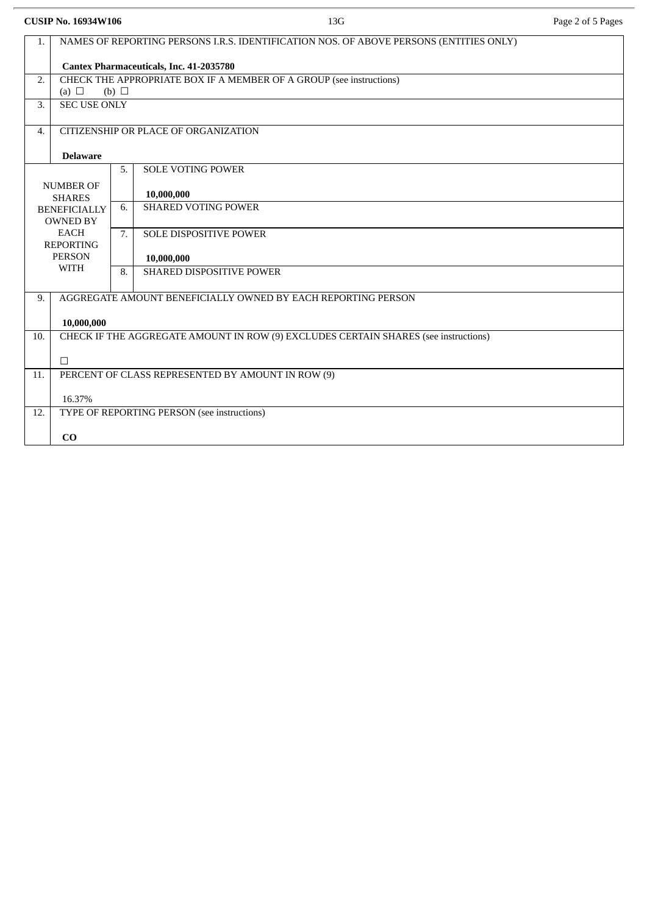CUSIP No. 16934W106 | 13G

| | | | |
|---|---|---|---|
| 1. | NAMES OF REPORTING PERSONS I.R.S. IDENTIFICATION NOS. OF ABOVE PERSONS (ENTITIES ONLY)<br><br>**Cantex Pharmaceuticals, Inc. 41-2035780** | | |
| 2. | CHECK THE APPROPRIATE BOX IF A MEMBER OF A GROUP (see instructions)<br>(a) ☐ (b) ☐ | | |
| 3. | SEC USE ONLY | | |
| 4. | CITIZENSHIP OR PLACE OF ORGANIZATION<br><br>**Delaware** | | |
| NUMBER OF SHARES BENEFICIALLY OWNED BY EACH REPORTING PERSON WITH | 5. | SOLE VOTING POWER<br><br>**10,000,000** | |
| | 6. | SHARED VOTING POWER | |
| | 7. | SOLE DISPOSITIVE POWER<br><br>**10,000,000** | |
| | 8. | SHARED DISPOSITIVE POWER | |
| 9. | AGGREGATE AMOUNT BENEFICIALLY OWNED BY EACH REPORTING PERSON<br><br>**10,000,000** | | |
| 10. | CHECK IF THE AGGREGATE AMOUNT IN ROW (9) EXCLUDES CERTAIN SHARES (see instructions)<br><br>☐ | | |
| 11. | PERCENT OF CLASS REPRESENTED BY AMOUNT IN ROW (9)<br><br>16.37% | | |
| 12. | TYPE OF REPORTING PERSON (see instructions)<br><br>**CO** | | |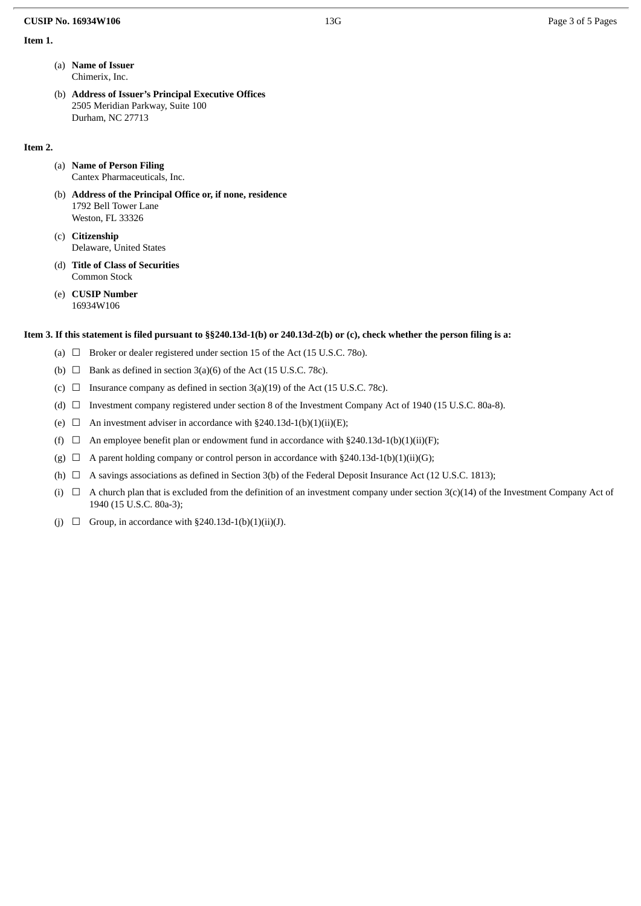**Item 1.**

(a) **Name of Issuer**
Chimerix, Inc.

(b) **Address of Issuer's Principal Executive Offices**
2505 Meridian Parkway, Suite 100
Durham, NC 27713

**Item 2.**

(a) **Name of Person Filing**
Cantex Pharmaceuticals, Inc.

(b) **Address of the Principal Office or, if none, residence**
1792 Bell Tower Lane
Weston, FL 33326

(c) **Citizenship**
Delaware, United States

(d) **Title of Class of Securities**
Common Stock

(e) **CUSIP Number**
16934W106

**Item 3. If this statement is filed pursuant to §§240.13d-1(b) or 240.13d-2(b) or (c), check whether the person filing is a:**

(a) ☐ Broker or dealer registered under section 15 of the Act (15 U.S.C. 78o).

(b) ☐ Bank as defined in section 3(a)(6) of the Act (15 U.S.C. 78c).

(c) ☐ Insurance company as defined in section 3(a)(19) of the Act (15 U.S.C. 78c).

(d) ☐ Investment company registered under section 8 of the Investment Company Act of 1940 (15 U.S.C. 80a-8).

(e) ☐ An investment adviser in accordance with §240.13d-1(b)(1)(ii)(E);

(f) ☐ An employee benefit plan or endowment fund in accordance with §240.13d-1(b)(1)(ii)(F);

(g) ☐ A parent holding company or control person in accordance with §240.13d-1(b)(1)(ii)(G);

(h) ☐ A savings associations as defined in Section 3(b) of the Federal Deposit Insurance Act (12 U.S.C. 1813);

(i) ☐ A church plan that is excluded from the definition of an investment company under section 3(c)(14) of the Investment Company Act of 1940 (15 U.S.C. 80a-3);

(j) ☐ Group, in accordance with §240.13d-1(b)(1)(ii)(J).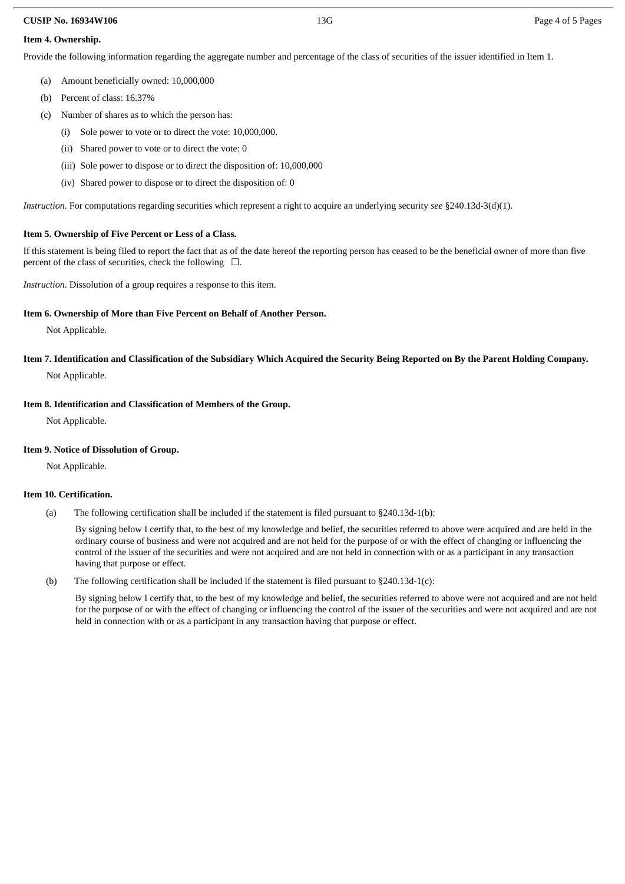**Item 4. Ownership.**

Provide the following information regarding the aggregate number and percentage of the class of securities of the issuer identified in Item 1.

(a) Amount beneficially owned: 10,000,000

(b) Percent of class: 16.37%

(c) Number of shares as to which the person has:

- (i) Sole power to vote or to direct the vote: 10,000,000.
- (ii) Shared power to vote or to direct the vote: 0
- (iii) Sole power to dispose or to direct the disposition of: 10,000,000
- (iv) Shared power to dispose or to direct the disposition of: 0

*Instruction*. For computations regarding securities which represent a right to acquire an underlying security *see* §240.13d-3(d)(1).

**Item 5. Ownership of Five Percent or Less of a Class.**

If this statement is being filed to report the fact that as of the date hereof the reporting person has ceased to be the beneficial owner of more than five percent of the class of securities, check the following ☐.

*Instruction*. Dissolution of a group requires a response to this item.

**Item 6. Ownership of More than Five Percent on Behalf of Another Person.**

Not Applicable.

**Item 7. Identification and Classification of the Subsidiary Which Acquired the Security Being Reported on By the Parent Holding Company.**

Not Applicable.

**Item 8. Identification and Classification of Members of the Group.**

Not Applicable.

**Item 9. Notice of Dissolution of Group.**

Not Applicable.

**Item 10. Certification.**

(a) The following certification shall be included if the statement is filed pursuant to §240.13d-1(b):

By signing below I certify that, to the best of my knowledge and belief, the securities referred to above were acquired and are held in the ordinary course of business and were not acquired and are not held for the purpose of or with the effect of changing or influencing the control of the issuer of the securities and were not acquired and are not held in connection with or as a participant in any transaction having that purpose or effect.

(b) The following certification shall be included if the statement is filed pursuant to §240.13d-1(c):

By signing below I certify that, to the best of my knowledge and belief, the securities referred to above were not acquired and are not held for the purpose of or with the effect of changing or influencing the control of the issuer of the securities and were not acquired and are not held in connection with or as a participant in any transaction having that purpose or effect.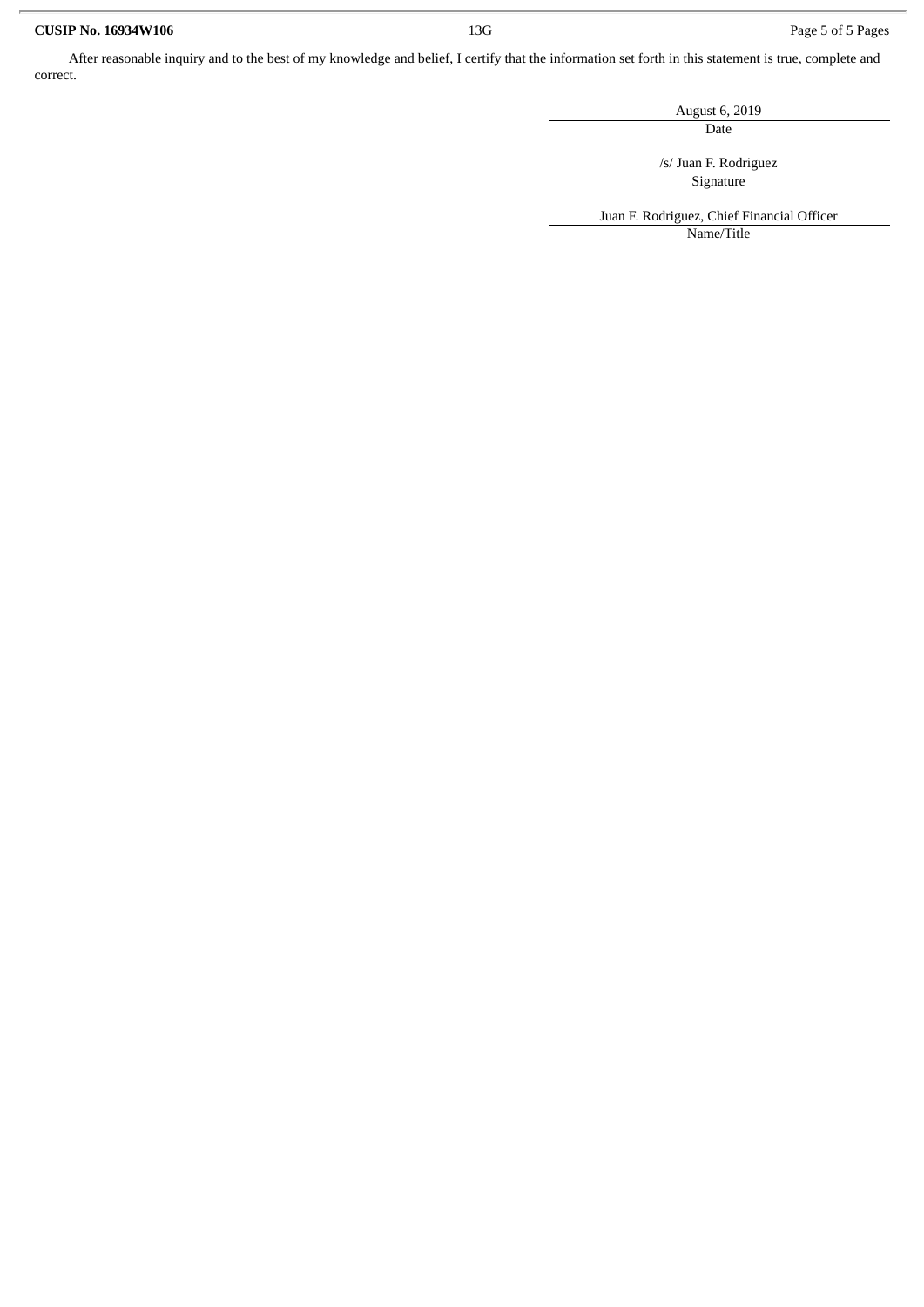After reasonable inquiry and to the best of my knowledge and belief, I certify that the information set forth in this statement is true, complete and correct.

August 6, 2019
Date

/s/ Juan F. Rodriguez
Signature

Juan F. Rodriguez, Chief Financial Officer
Name/Title